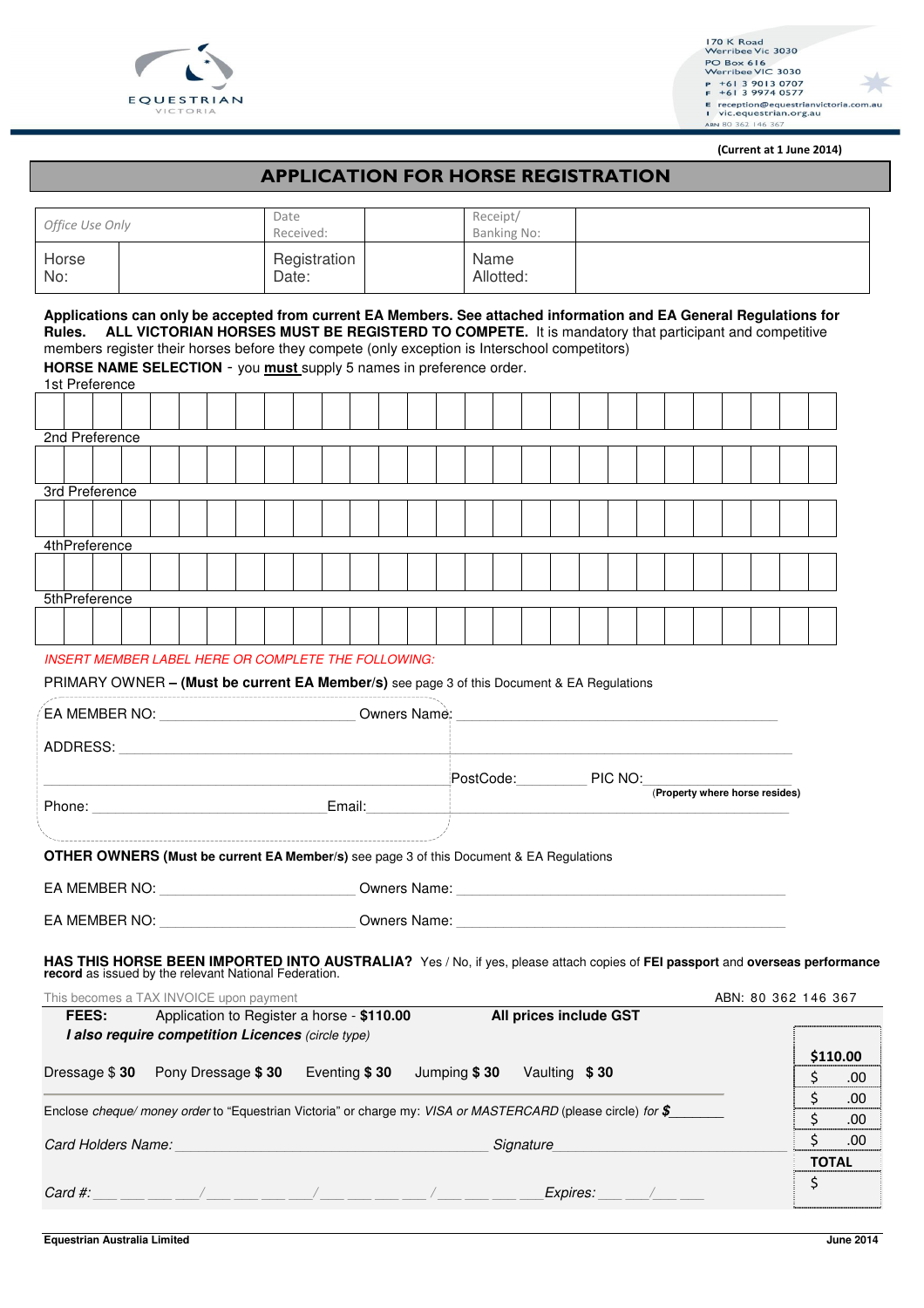EQUESTRIAN VICTORIA

170 K Road
Werribee Vic 3030
PO Box 616
Werribee VIC 3030
P +61 3 9013 0707
F +61 3 9974 0577
E reception@equestrianvictoria.com.au
I vic.equestrian.org.au
ABN 80 362 146 367

**(Current at 1 June 2014)**

# APPLICATION FOR HORSE REGISTRATION

| *Office Use Only* | | Date Received: | | Receipt/ Banking No: | |
|---|---|---|---|---|---|
| Horse No: | | Registration Date: | | Name Allotted: | |

**Applications can only be accepted from current EA Members. See attached information and EA General Regulations for Rules. ALL VICTORIAN HORSES MUST BE REGISTERD TO COMPETE.** It is mandatory that participant and competitive members register their horses before they compete (only exception is Interschool competitors)

**HORSE NAME SELECTION** - you **must** supply 5 names in preference order.

1st Preference

2nd Preference

3rd Preference

4thPreference

5thPreference

*INSERT MEMBER LABEL HERE OR COMPLETE THE FOLLOWING:*

PRIMARY OWNER **– (Must be current EA Member/s)** see page 3 of this Document & EA Regulations

EA MEMBER NO: ______________________ Owners Name: ______________________

ADDRESS: ______________________

______________________ PostCode: ________ PIC NO: ______________________

(**Property where horse resides)**

Phone: ______________________ Email: ______________________

**OTHER OWNERS (Must be current EA Member/s)** see page 3 of this Document & EA Regulations

EA MEMBER NO: ______________________ Owners Name: ______________________

EA MEMBER NO: ______________________ Owners Name: ______________________

**HAS THIS HORSE BEEN IMPORTED INTO AUSTRALIA?** Yes / No, if yes, please attach copies of **FEI passport** and **overseas performance record** as issued by the relevant National Federation.

This becomes a TAX INVOICE upon payment — ABN: 80 362 146 367

**FEES:** Application to Register a horse - **$110.00** — **All prices include GST**

***I also require competition Licences*** *(circle type)*

Dressage $ **30** — Pony Dressage **$ 30** — Eventing **$ 30** — Jumping **$ 30** — Vaulting **$ 30**

Enclose *cheque/ money order* to "Equestrian Victoria" or charge my: *VISA or MASTERCARD* (please circle) *for* **$**_______

*Card Holders Name:* ______________________ *Signature* ______________________

*Card #:* ___ ___ ___ ___/___ ___ ___ ___/___ ___ ___ ___/___ ___ ___ ___ *Expires:* ___ ___/___ ___

| |
|---|
| **$110.00** |
| $ .00 |
| $ .00 |
| $ .00 |
| $ .00 |
| **TOTAL** |
| $ |

**Equestrian Australia Limited** — **June 2014**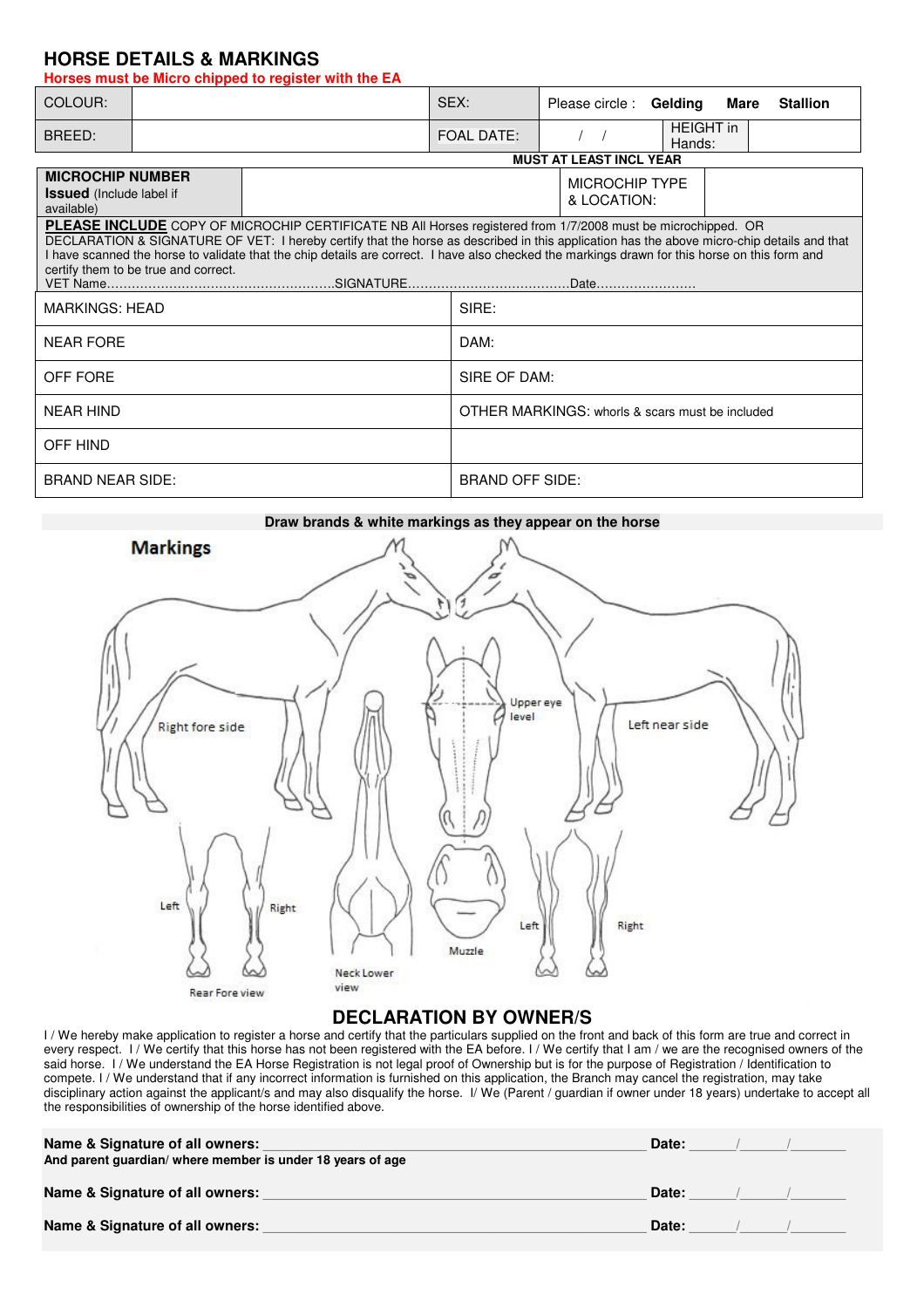## HORSE DETAILS & MARKINGS

**Horses must be Micro chipped to register with the EA**

| COLOUR: | | SEX: | Please circle : **Gelding** **Mare** **Stallion** | | |
|---|---|---|---|---|---|
| BREED: | | FOAL DATE: | / / | HEIGHT in Hands: | |

**MUST AT LEAST INCL YEAR**

| **MICROCHIP NUMBER** **Issued** (Include label if available) | | MICROCHIP TYPE & LOCATION: | |
|---|---|---|---|

**PLEASE INCLUDE** COPY OF MICROCHIP CERTIFICATE NB All Horses registered from 1/7/2008 must be microchipped. OR DECLARATION & SIGNATURE OF VET: I hereby certify that the horse as described in this application has the above micro-chip details and that I have scanned the horse to validate that the chip details are correct. I have also checked the markings drawn for this horse on this form and certify them to be true and correct.

VET Name……………………………………………….SIGNATURE……………………………….Date……………………

| MARKINGS: HEAD | SIRE: |
|---|---|
| NEAR FORE | DAM: |
| OFF FORE | SIRE OF DAM: |
| NEAR HIND | OTHER MARKINGS: whorls & scars must be included |
| OFF HIND | |
| BRAND NEAR SIDE: | BRAND OFF SIDE: |

**Draw brands & white markings as they appear on the horse**

**Markings**

Right fore side

Left near side

Upper eye level

Left Right

Rear Fore view

Neck Lower view

Muzzle

Left Right

## DECLARATION BY OWNER/S

I / We hereby make application to register a horse and certify that the particulars supplied on the front and back of this form are true and correct in every respect. I / We certify that this horse has not been registered with the EA before. I / We certify that I am / we are the recognised owners of the said horse. I / We understand the EA Horse Registration is not legal proof of Ownership but is for the purpose of Registration / Identification to compete. I / We understand that if any incorrect information is furnished on this application, the Branch may cancel the registration, may take disciplinary action against the applicant/s and may also disqualify the horse. I/ We (Parent / guardian if owner under 18 years) undertake to accept all the responsibilities of ownership of the horse identified above.

**Name & Signature of all owners:** ______________________________ **Date:** _____/_____/_______
**And parent guardian/ where member is under 18 years of age**

**Name & Signature of all owners:** ______________________________ **Date:** _____/_____/_______

**Name & Signature of all owners:** ______________________________ **Date:** _____/_____/_______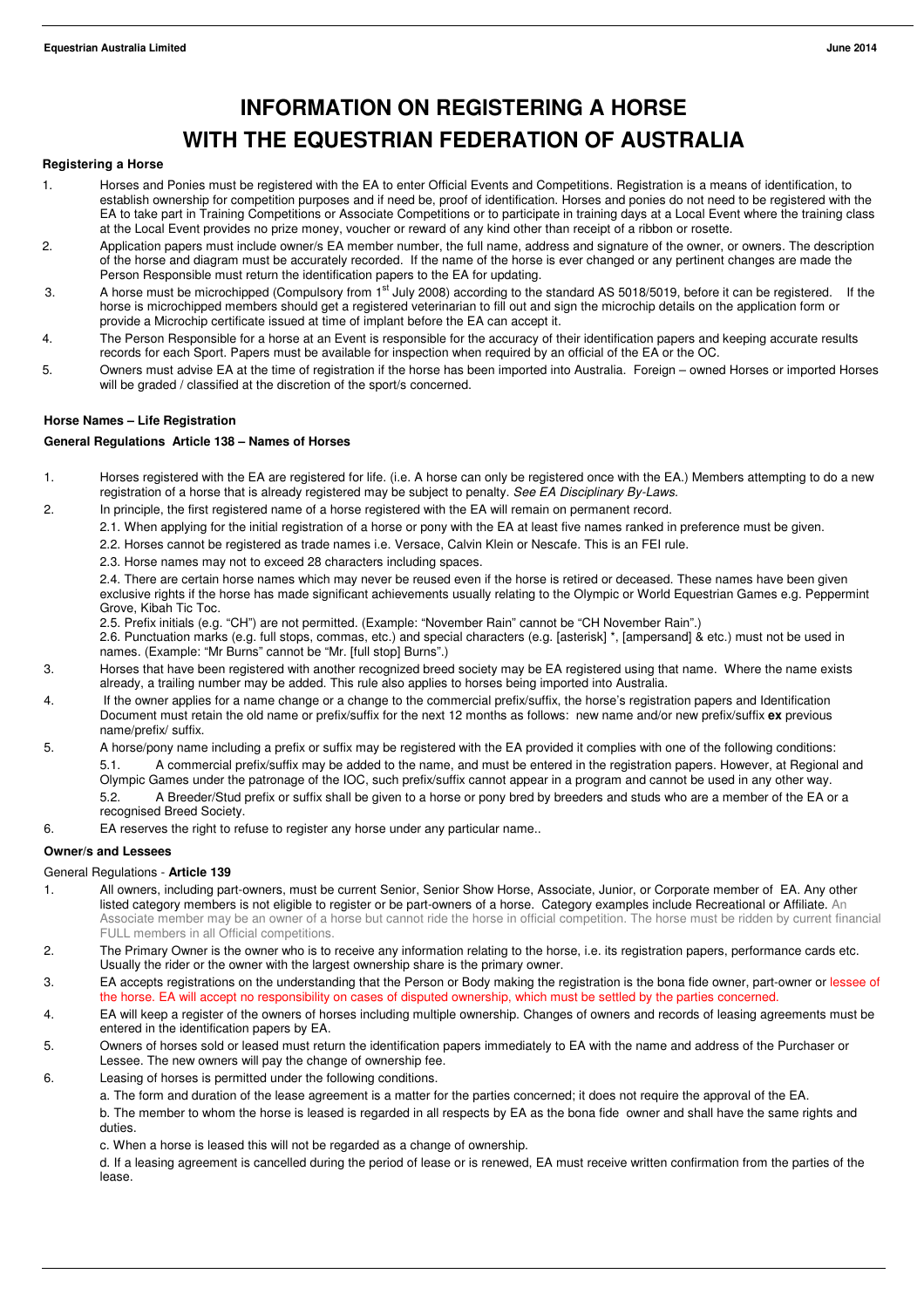# INFORMATION ON REGISTERING A HORSE WITH THE EQUESTRIAN FEDERATION OF AUSTRALIA

**Registering a Horse**

1. Horses and Ponies must be registered with the EA to enter Official Events and Competitions. Registration is a means of identification, to establish ownership for competition purposes and if need be, proof of identification. Horses and ponies do not need to be registered with the EA to take part in Training Competitions or Associate Competitions or to participate in training days at a Local Event where the training class at the Local Event provides no prize money, voucher or reward of any kind other than receipt of a ribbon or rosette.
2. Application papers must include owner/s EA member number, the full name, address and signature of the owner, or owners. The description of the horse and diagram must be accurately recorded. If the name of the horse is ever changed or any pertinent changes are made the Person Responsible must return the identification papers to the EA for updating.
3. A horse must be microchipped (Compulsory from 1st July 2008) according to the standard AS 5018/5019, before it can be registered. If the horse is microchipped members should get a registered veterinarian to fill out and sign the microchip details on the application form or provide a Microchip certificate issued at time of implant before the EA can accept it.
4. The Person Responsible for a horse at an Event is responsible for the accuracy of their identification papers and keeping accurate results records for each Sport. Papers must be available for inspection when required by an official of the EA or the OC.
5. Owners must advise EA at the time of registration if the horse has been imported into Australia. Foreign – owned Horses or imported Horses will be graded / classified at the discretion of the sport/s concerned.

**Horse Names – Life Registration**

**General Regulations Article 138 – Names of Horses**

1. Horses registered with the EA are registered for life. (i.e. A horse can only be registered once with the EA.) Members attempting to do a new registration of a horse that is already registered may be subject to penalty. *See EA Disciplinary By-Laws.*
2. In principle, the first registered name of a horse registered with the EA will remain on permanent record.

   2.1. When applying for the initial registration of a horse or pony with the EA at least five names ranked in preference must be given.

   2.2. Horses cannot be registered as trade names i.e. Versace, Calvin Klein or Nescafe. This is an FEI rule.

   2.3. Horse names may not to exceed 28 characters including spaces.

   2.4. There are certain horse names which may never be reused even if the horse is retired or deceased. These names have been given exclusive rights if the horse has made significant achievements usually relating to the Olympic or World Equestrian Games e.g. Peppermint Grove, Kibah Tic Toc.

   2.5. Prefix initials (e.g. "CH") are not permitted. (Example: "November Rain" cannot be "CH November Rain".)

   2.6. Punctuation marks (e.g. full stops, commas, etc.) and special characters (e.g. [asterisk] *, [ampersand] & etc.) must not be used in names. (Example: "Mr Burns" cannot be "Mr. [full stop] Burns".)
3. Horses that have been registered with another recognized breed society may be EA registered using that name. Where the name exists already, a trailing number may be added. This rule also applies to horses being imported into Australia.
4. If the owner applies for a name change or a change to the commercial prefix/suffix, the horse's registration papers and Identification Document must retain the old name or prefix/suffix for the next 12 months as follows: new name and/or new prefix/suffix **ex** previous name/prefix/ suffix.
5. A horse/pony name including a prefix or suffix may be registered with the EA provided it complies with one of the following conditions:

   5.1. A commercial prefix/suffix may be added to the name, and must be entered in the registration papers. However, at Regional and Olympic Games under the patronage of the IOC, such prefix/suffix cannot appear in a program and cannot be used in any other way.

   5.2. A Breeder/Stud prefix or suffix shall be given to a horse or pony bred by breeders and studs who are a member of the EA or a recognised Breed Society.
6. EA reserves the right to refuse to register any horse under any particular name..

**Owner/s and Lessees**

General Regulations - **Article 139**

1. All owners, including part-owners, must be current Senior, Senior Show Horse, Associate, Junior, or Corporate member of EA. Any other listed category members is not eligible to register or be part-owners of a horse. Category examples include Recreational or Affiliate. An Associate member may be an owner of a horse but cannot ride the horse in official competition. The horse must be ridden by current financial FULL members in all Official competitions.
2. The Primary Owner is the owner who is to receive any information relating to the horse, i.e. its registration papers, performance cards etc. Usually the rider or the owner with the largest ownership share is the primary owner.
3. EA accepts registrations on the understanding that the Person or Body making the registration is the bona fide owner, part-owner or lessee of the horse. EA will accept no responsibility on cases of disputed ownership, which must be settled by the parties concerned.
4. EA will keep a register of the owners of horses including multiple ownership. Changes of owners and records of leasing agreements must be entered in the identification papers by EA.
5. Owners of horses sold or leased must return the identification papers immediately to EA with the name and address of the Purchaser or Lessee. The new owners will pay the change of ownership fee.
6. Leasing of horses is permitted under the following conditions.

   a. The form and duration of the lease agreement is a matter for the parties concerned; it does not require the approval of the EA.

   b. The member to whom the horse is leased is regarded in all respects by EA as the bona fide owner and shall have the same rights and duties.

   c. When a horse is leased this will not be regarded as a change of ownership.

   d. If a leasing agreement is cancelled during the period of lease or is renewed, EA must receive written confirmation from the parties of the lease.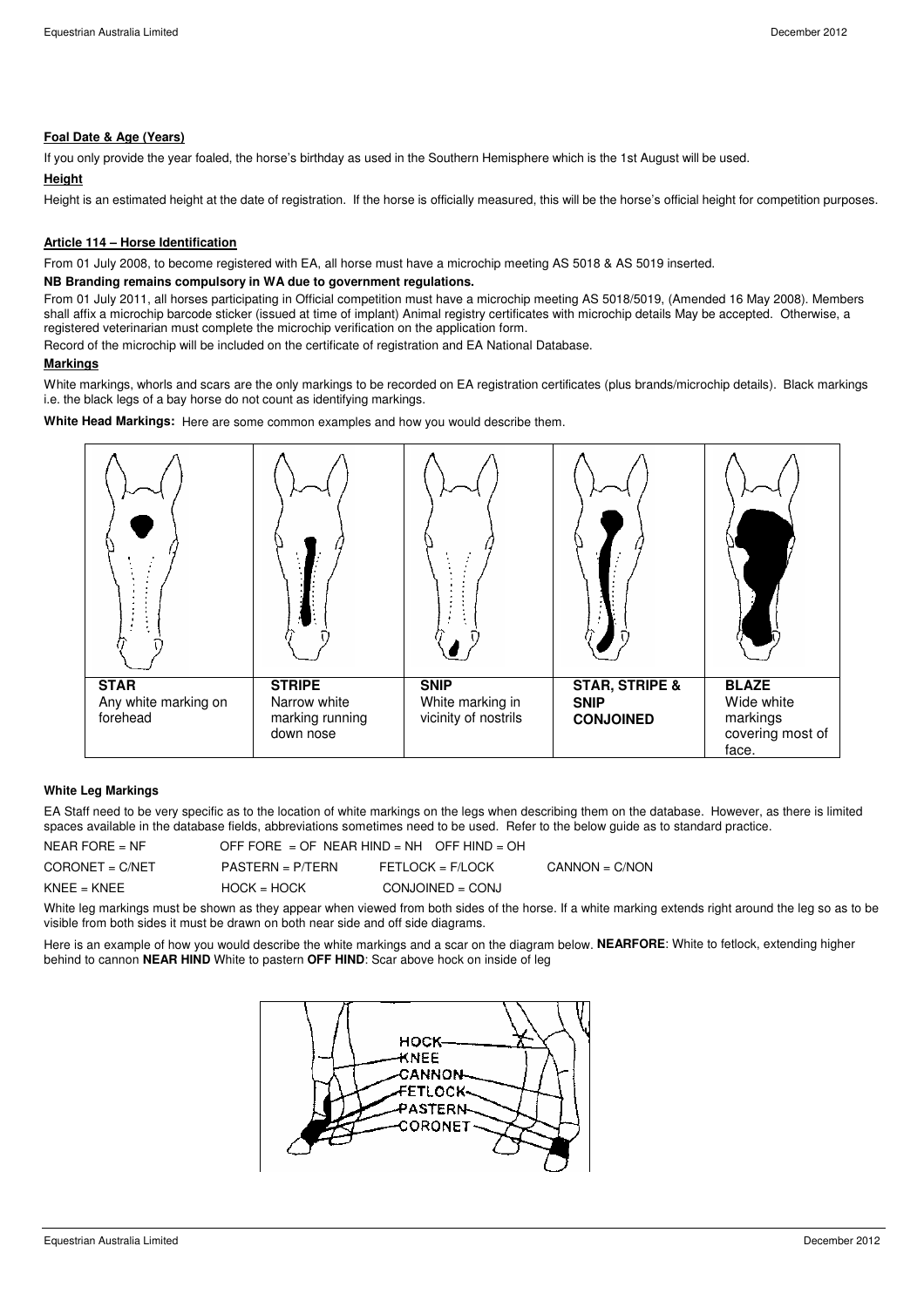**Foal Date & Age (Years)**

If you only provide the year foaled, the horse's birthday as used in the Southern Hemisphere which is the 1st August will be used.

**Height**

Height is an estimated height at the date of registration. If the horse is officially measured, this will be the horse's official height for competition purposes.

**Article 114 – Horse Identification**

From 01 July 2008, to become registered with EA, all horse must have a microchip meeting AS 5018 & AS 5019 inserted.

**NB Branding remains compulsory in WA due to government regulations.**

From 01 July 2011, all horses participating in Official competition must have a microchip meeting AS 5018/5019, (Amended 16 May 2008). Members shall affix a microchip barcode sticker (issued at time of implant) Animal registry certificates with microchip details May be accepted. Otherwise, a registered veterinarian must complete the microchip verification on the application form.

Record of the microchip will be included on the certificate of registration and EA National Database.

**Markings**

White markings, whorls and scars are the only markings to be recorded on EA registration certificates (plus brands/microchip details). Black markings i.e. the black legs of a bay horse do not count as identifying markings.

**White Head Markings:** Here are some common examples and how you would describe them.

| **STAR** | **STRIPE** | **SNIP** | **STAR, STRIPE & SNIP CONJOINED** | **BLAZE** |
|---|---|---|---|---|
| Any white marking on forehead | Narrow white marking running down nose | White marking in vicinity of nostrils | | Wide white markings covering most of face. |

**White Leg Markings**

EA Staff need to be very specific as to the location of white markings on the legs when describing them on the database. However, as there is limited spaces available in the database fields, abbreviations sometimes need to be used. Refer to the below guide as to standard practice.

NEAR FORE = NF  OFF FORE = OF  NEAR HIND = NH  OFF HIND = OH

CORONET = C/NET  PASTERN = P/TERN  FETLOCK = F/LOCK  CANNON = C/NON

KNEE = KNEE  HOCK = HOCK  CONJOINED = CONJ

White leg markings must be shown as they appear when viewed from both sides of the horse. If a white marking extends right around the leg so as to be visible from both sides it must be drawn on both near side and off side diagrams.

Here is an example of how you would describe the white markings and a scar on the diagram below. **NEARFORE**: White to fetlock, extending higher behind to cannon **NEAR HIND** White to pastern **OFF HIND**: Scar above hock on inside of leg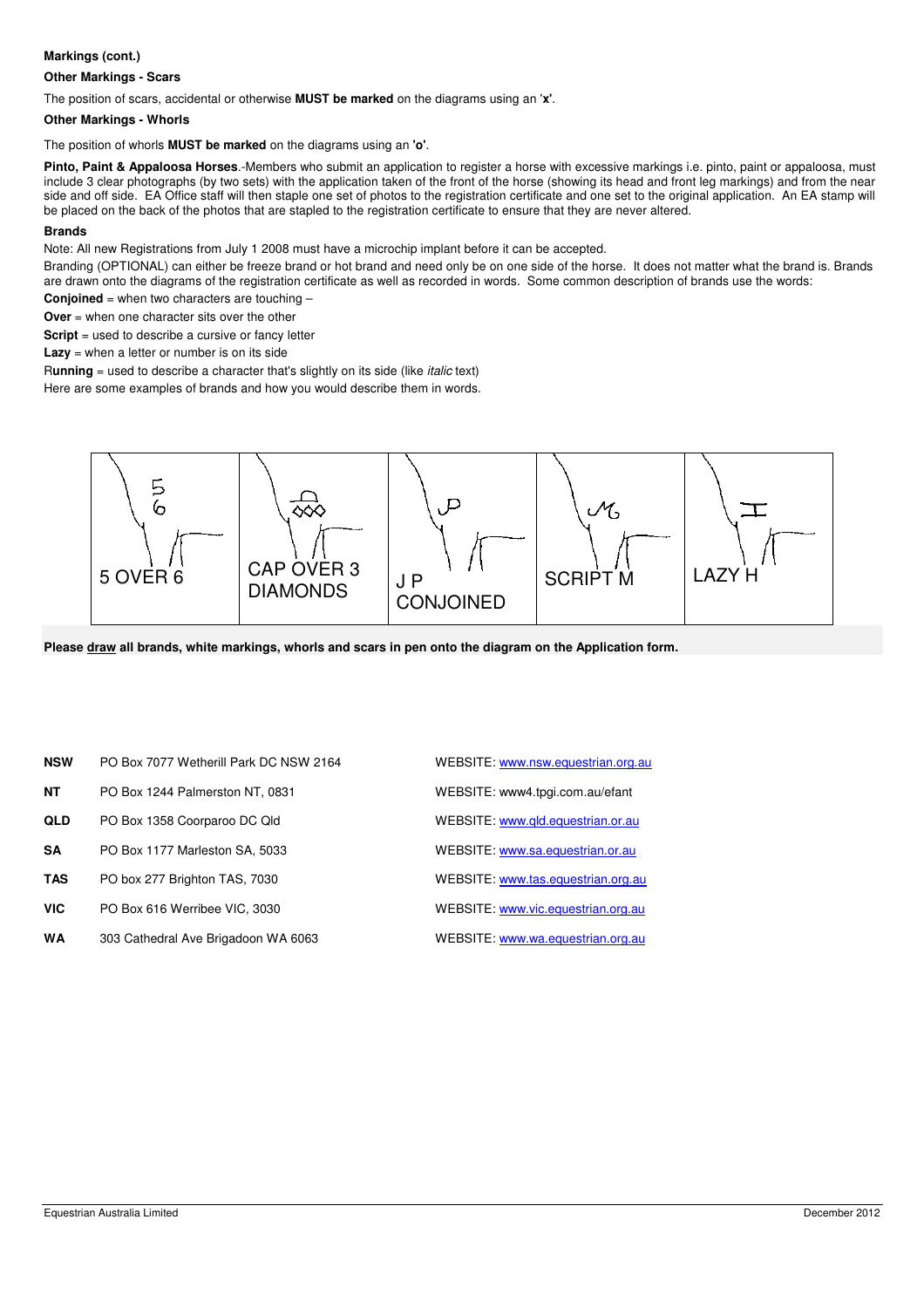**Markings (cont.)**

**Other Markings - Scars**

The position of scars, accidental or otherwise **MUST be marked** on the diagrams using an '**x**'.

**Other Markings - Whorls**

The position of whorls **MUST be marked** on the diagrams using an **'o'**.

**Pinto, Paint & Appaloosa Horses**.-Members who submit an application to register a horse with excessive markings i.e. pinto, paint or appaloosa, must include 3 clear photographs (by two sets) with the application taken of the front of the horse (showing its head and front leg markings) and from the near side and off side. EA Office staff will then staple one set of photos to the registration certificate and one set to the original application. An EA stamp will be placed on the back of the photos that are stapled to the registration certificate to ensure that they are never altered.

**Brands**

Note: All new Registrations from July 1 2008 must have a microchip implant before it can be accepted.

Branding (OPTIONAL) can either be freeze brand or hot brand and need only be on one side of the horse. It does not matter what the brand is. Brands are drawn onto the diagrams of the registration certificate as well as recorded in words. Some common description of brands use the words:

**Conjoined** = when two characters are touching –

**Over** = when one character sits over the other

**Script** = used to describe a cursive or fancy letter

**Lazy** = when a letter or number is on its side

R**unning** = used to describe a character that's slightly on its side (like *italic* text)

Here are some examples of brands and how you would describe them in words.

| | | | | |
|---|---|---|---|---|
| 5 OVER 6 | CAP OVER 3 DIAMONDS | J P CONJOINED | SCRIPT M | LAZY H |

**Please <u>draw</u> all brands, white markings, whorls and scars in pen onto the diagram on the Application form.**

| | | |
|---|---|---|
| **NSW** | PO Box 7077 Wetherill Park DC NSW 2164 | WEBSITE: www.nsw.equestrian.org.au |
| **NT** | PO Box 1244 Palmerston NT, 0831 | WEBSITE: www4.tpgi.com.au/efant |
| **QLD** | PO Box 1358 Coorparoo DC Qld | WEBSITE: www.qld.equestrian.or.au |
| **SA** | PO Box 1177 Marleston SA, 5033 | WEBSITE: www.sa.equestrian.or.au |
| **TAS** | PO box 277 Brighton TAS, 7030 | WEBSITE: www.tas.equestrian.org.au |
| **VIC** | PO Box 616 Werribee VIC, 3030 | WEBSITE: www.vic.equestrian.org.au |
| **WA** | 303 Cathedral Ave Brigadoon WA 6063 | WEBSITE: www.wa.equestrian.org.au |